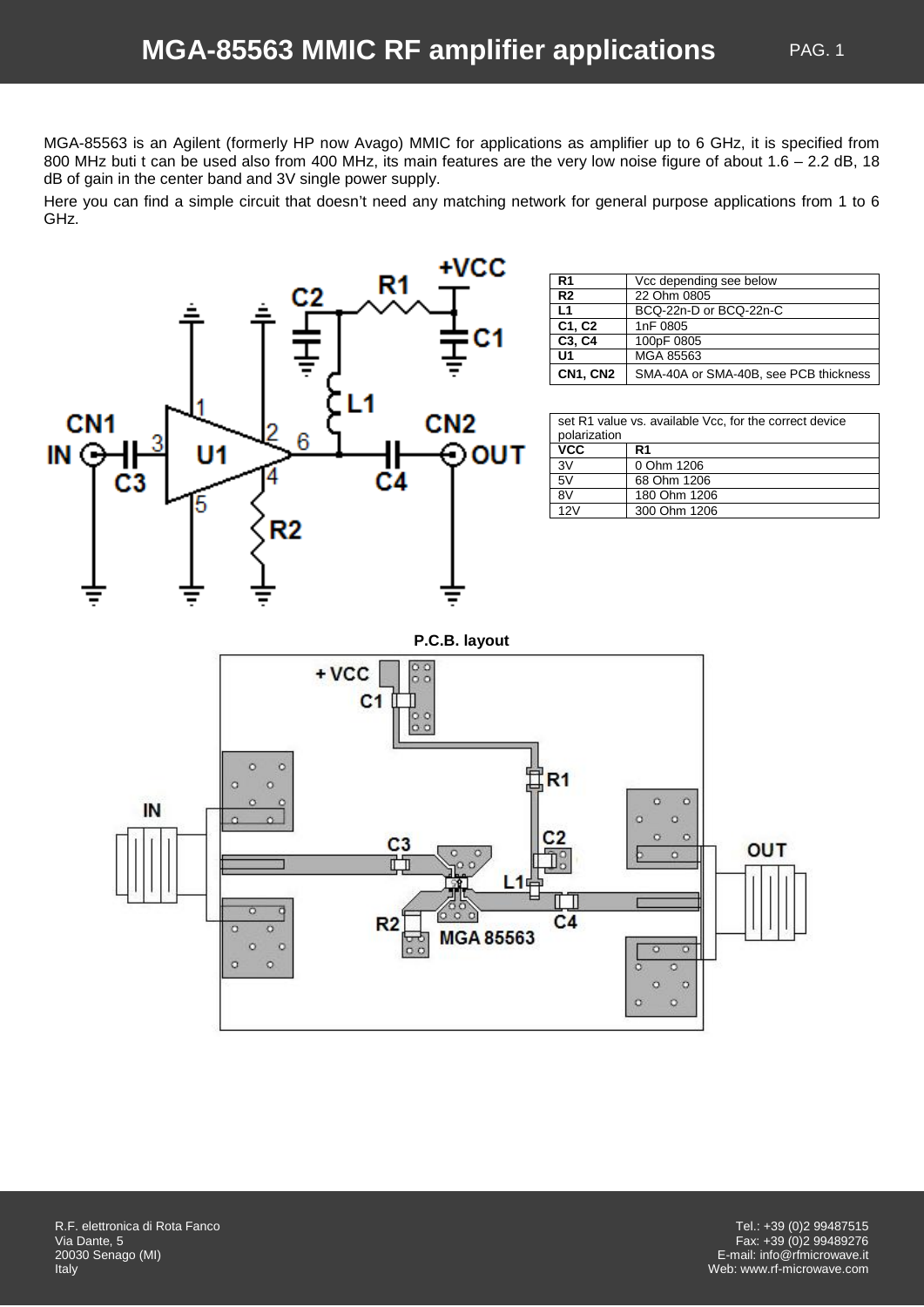# MGA-85563 MMIC RF amplifier applications

MGA-85563 is an Agilent (formerly HP now Avago) MMIC for applications as amplifier up to 6 GHz, it is specified from 800 MHz buti t can be used also from 400 MHz, its main features are the very low noise figure of about 1.6 – 2.2 dB, 18 dB of gain in the center band and 3V single power supply.

Here you can find a simple circuit that doesn't need any matching network for general purpose applications from 1 to 6 GHz.

| | |
|---|---|
| **R1** | Vcc depending see below |
| **R2** | 22 Ohm 0805 |
| **L1** | BCQ-22n-D or BCQ-22n-C |
| **C1, C2** | 1nF 0805 |
| **C3, C4** | 100pF 0805 |
| **U1** | MGA 85563 |
| **CN1, CN2** | SMA-40A or SMA-40B, see PCB thickness |

| set R1 value vs. available Vcc, for the correct device polarization | |
|---|---|
| **VCC** | **R1** |
| 3V | 0 Ohm 1206 |
| 5V | 68 Ohm 1206 |
| 8V | 180 Ohm 1206 |
| 12V | 300 Ohm 1206 |

**P.C.B. layout**

R.F. elettronica di Rota Fanco
Via Dante, 5
20030 Senago (MI)
Italy

Tel.: +39 (0)2 99487515
Fax: +39 (0)2 99489276
E-mail: info@rfmicrowave.it
Web: www.rf-microwave.com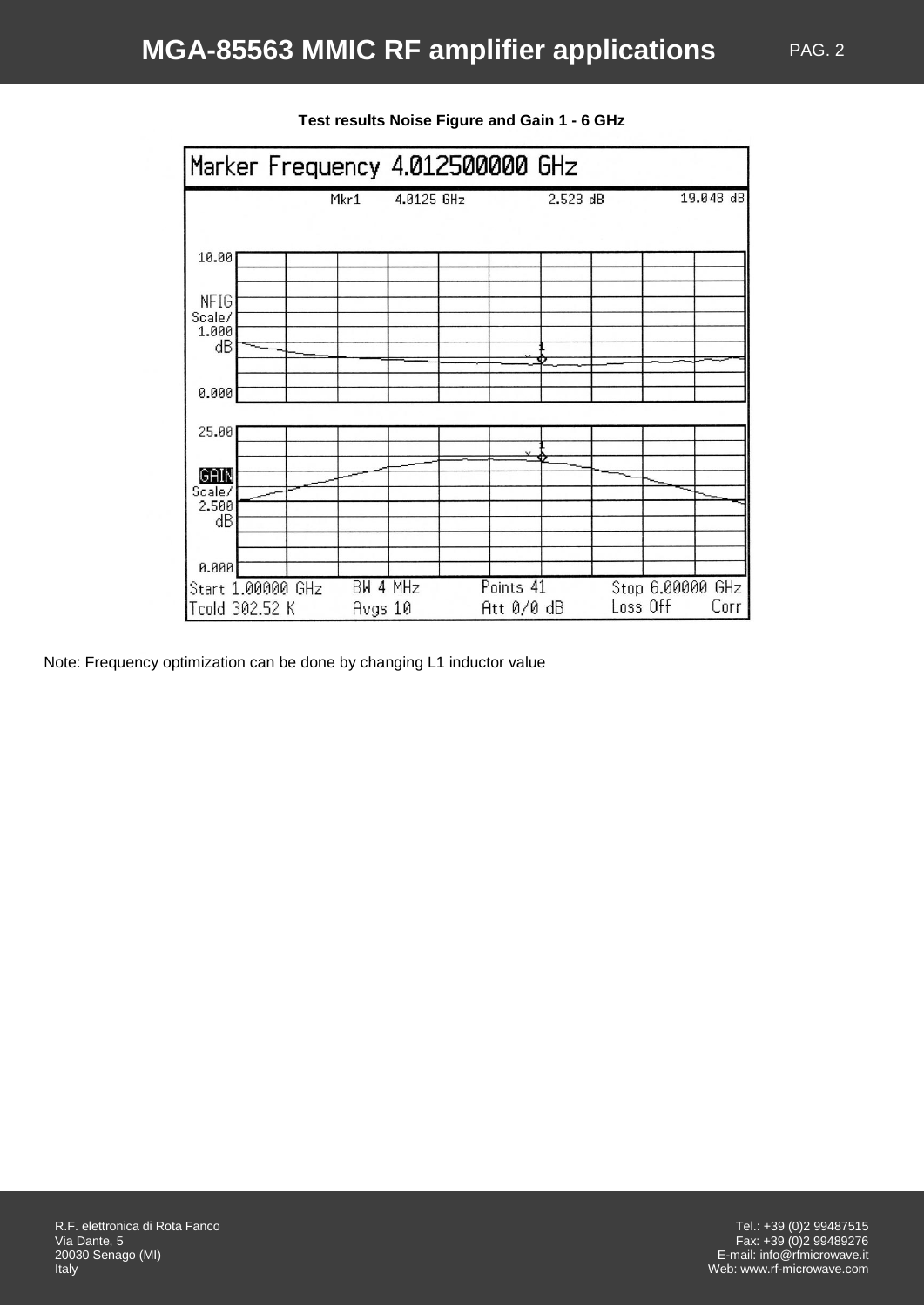**Test results Noise Figure and Gain 1 - 6 GHz**

Marker Frequency 4.012500000 GHz

Mkr1 4.0125 GHz 2.523 dB 19.048 dB

NFIG Scale/ 1.000 dB (0.000 – 10.00)

GAIN Scale/ 2.500 dB (0.000 – 25.00)

Start 1.00000 GHz BW 4 MHz Points 41 Stop 6.00000 GHz

Tcold 302.52 K Avgs 10 Att 0/0 dB Loss Off Corr

Note: Frequency optimization can be done by changing L1 inductor value

R.F. elettronica di Rota Fanco
Via Dante, 5
20030 Senago (MI)
Italy

Tel.: +39 (0)2 99487515
Fax: +39 (0)2 99489276
E-mail: info@rfmicrowave.it
Web: www.rf-microwave.com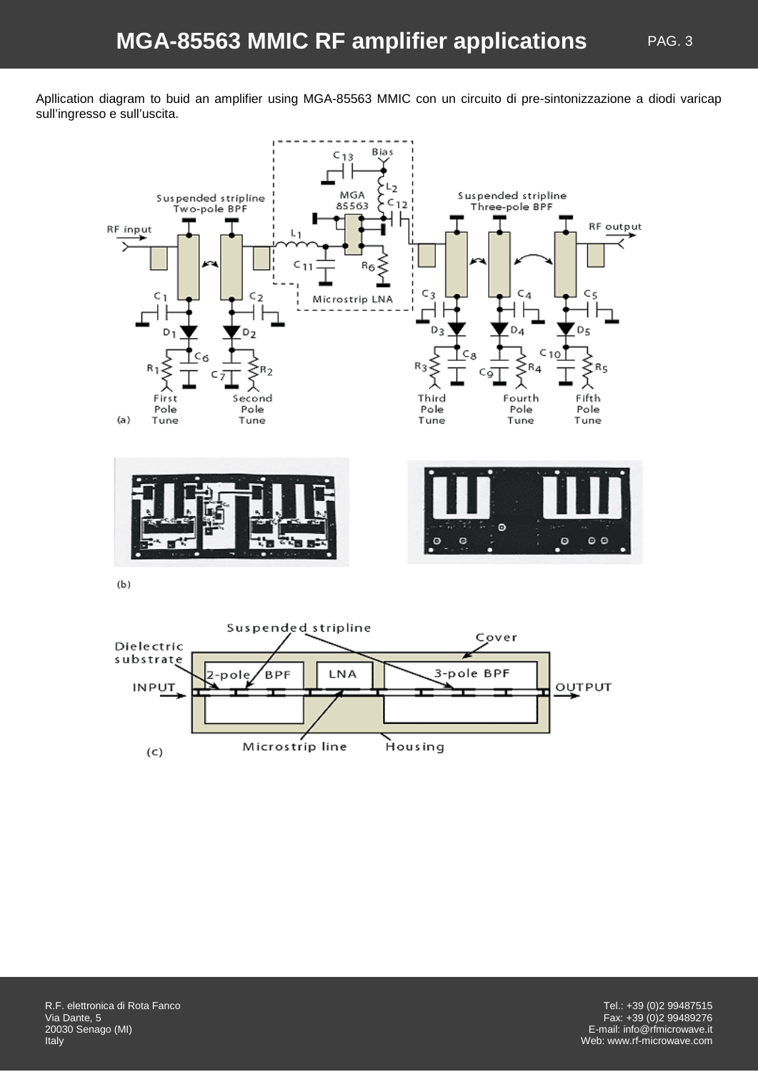Apllication diagram to buid an amplifier using MGA-85563 MMIC con un circuito di pre-sintonizzazione a diodi varicap sull'ingresso e sull'uscita.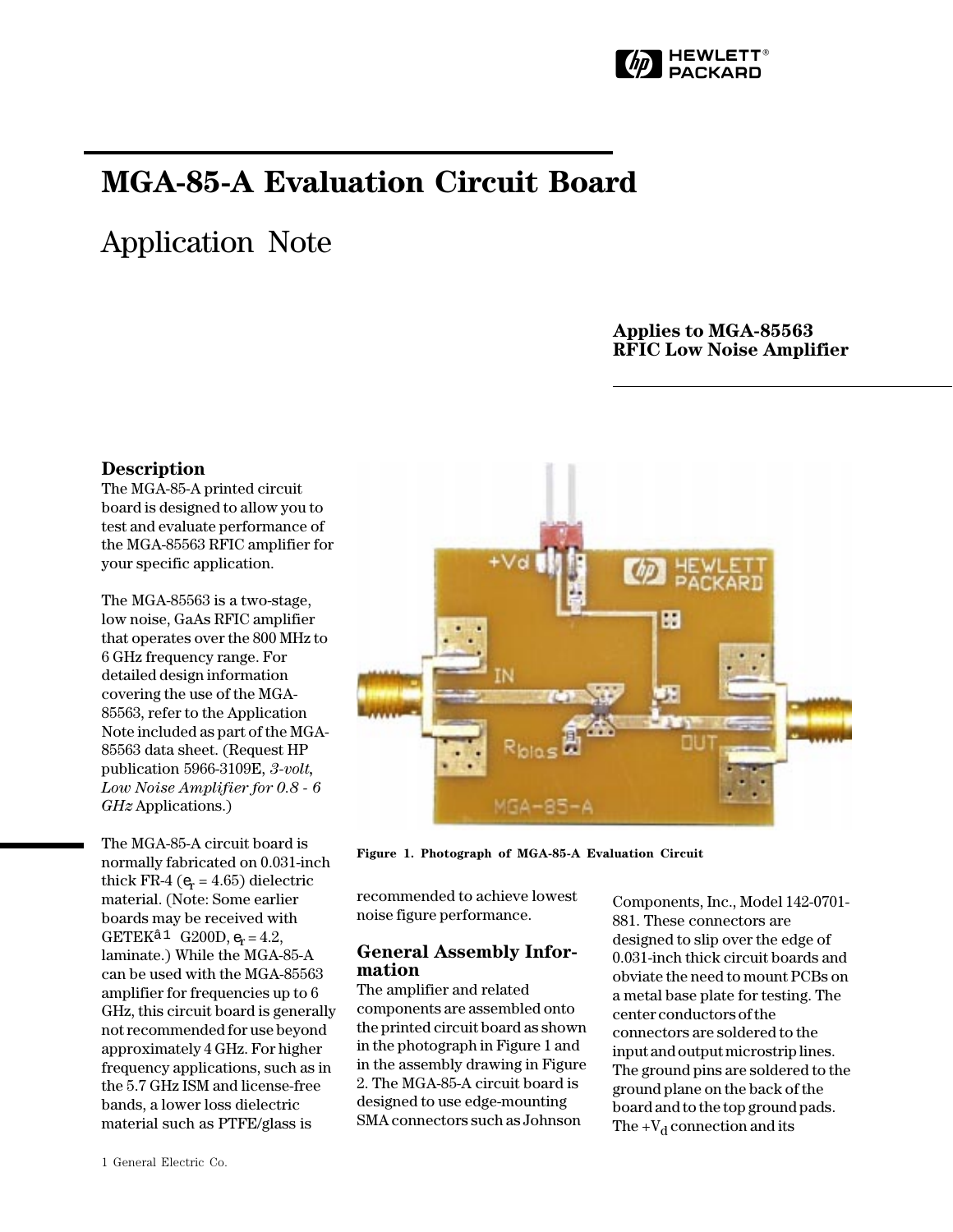# MGA-85-A Evaluation Circuit Board

## Application Note

**Applies to MGA-85563 RFIC Low Noise Amplifier**

### Description

The MGA-85-A printed circuit board is designed to allow you to test and evaluate performance of the MGA-85563 RFIC amplifier for your specific application.

The MGA-85563 is a two-stage, low noise, GaAs RFIC amplifier that operates over the 800 MHz to 6 GHz frequency range. For detailed design information covering the use of the MGA-85563, refer to the Application Note included as part of the MGA-85563 data sheet. (Request HP publication 5966-3109E, *3-volt, Low Noise Amplifier for 0.8 - 6 GHz* Applications.)

The MGA-85-A circuit board is normally fabricated on 0.031-inch thick FR-4 ($\varepsilon_r$ = 4.65) dielectric material. (Note: Some earlier boards may be received with GETEK®[1] G200D, $\varepsilon_r$ = 4.2, laminate.) While the MGA-85-A can be used with the MGA-85563 amplifier for frequencies up to 6 GHz, this circuit board is generally not recommended for use beyond approximately 4 GHz. For higher frequency applications, such as in the 5.7 GHz ISM and license-free bands, a lower loss dielectric material such as PTFE/glass is recommended to achieve lowest noise figure performance.

Figure 1. Photograph of MGA-85-A Evaluation Circuit

### General Assembly Information

The amplifier and related components are assembled onto the printed circuit board as shown in the photograph in Figure 1 and in the assembly drawing in Figure 2. The MGA-85-A circuit board is designed to use edge-mounting SMA connectors such as Johnson Components, Inc., Model 142-0701-881. These connectors are designed to slip over the edge of 0.031-inch thick circuit boards and obviate the need to mount PCBs on a metal base plate for testing. The center conductors of the connectors are soldered to the input and output microstrip lines. The ground pins are soldered to the ground plane on the back of the board and to the top ground pads. The $+V_d$ connection and its

1 General Electric Co.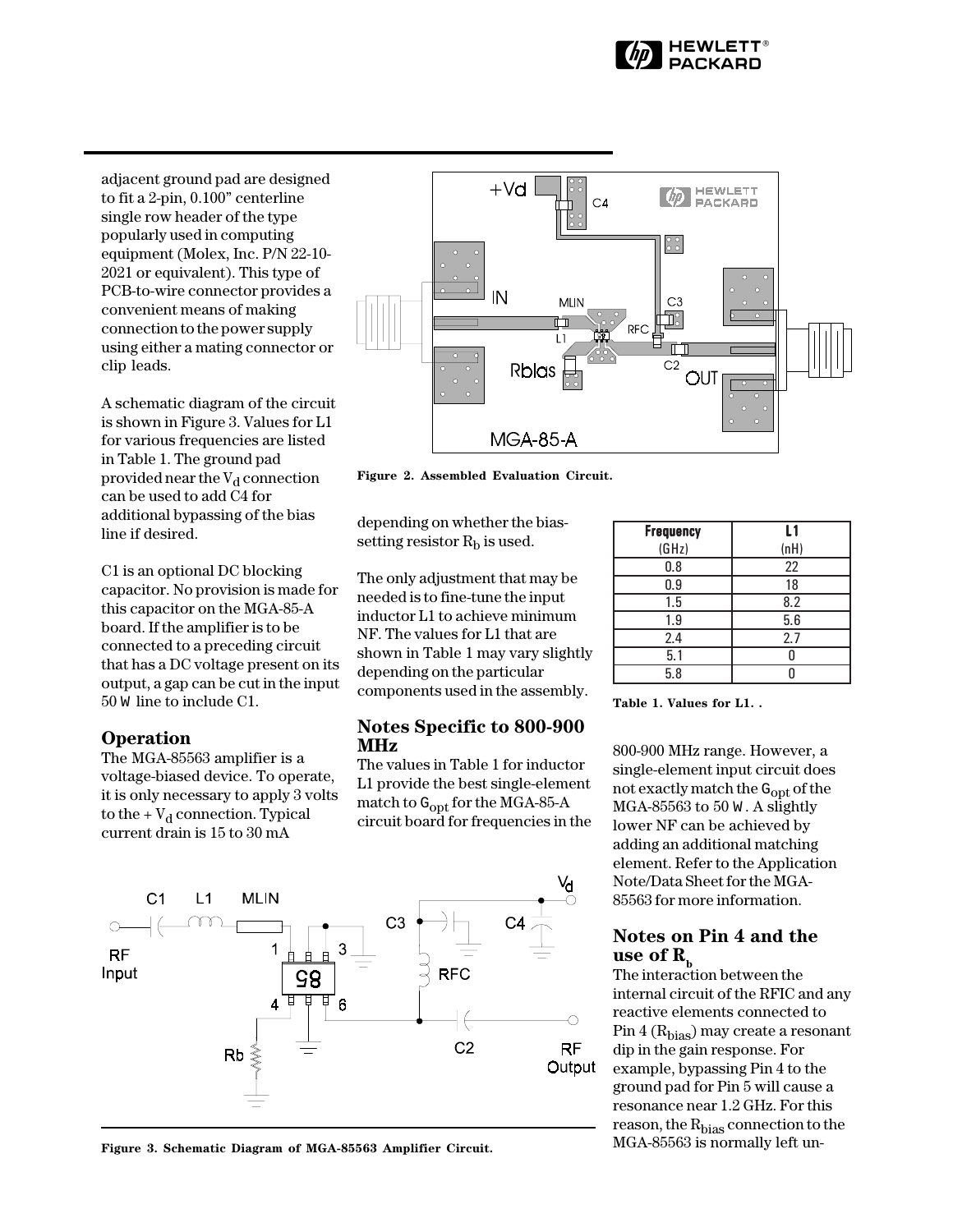adjacent ground pad are designed to fit a 2-pin, 0.100" centerline single row header of the type popularly used in computing equipment (Molex, Inc. P/N 22-10-2021 or equivalent). This type of PCB-to-wire connector provides a convenient means of making connection to the power supply using either a mating connector or clip leads.

A schematic diagram of the circuit is shown in Figure 3. Values for L1 for various frequencies are listed in Table 1. The ground pad provided near the $V_d$ connection can be used to add C4 for additional bypassing of the bias line if desired.

C1 is an optional DC blocking capacitor. No provision is made for this capacitor on the MGA-85-A board. If the amplifier is to be connected to a preceding circuit that has a DC voltage present on its output, a gap can be cut in the input 50 Ω line to include C1.

### Operation

The MGA-85563 amplifier is a voltage-biased device. To operate, it is only necessary to apply 3 volts to the + $V_d$ connection. Typical current drain is 15 to 30 mA

Figure 2. Assembled Evaluation Circuit.

depending on whether the bias-setting resistor $R_b$ is used.

The only adjustment that may be needed is to fine-tune the input inductor L1 to achieve minimum NF. The values for L1 that are shown in Table 1 may vary slightly depending on the particular components used in the assembly.

### Notes Specific to 800-900 MHz

The values in Table 1 for inductor L1 provide the best single-element match to $\Gamma_{opt}$ for the MGA-85-A circuit board for frequencies in the 800-900 MHz range. However, a single-element input circuit does not exactly match the $\Gamma_{opt}$ of the MGA-85563 to 50 Ω. A slightly lower NF can be achieved by adding an additional matching element. Refer to the Application Note/Data Sheet for the MGA-85563 for more information.

| Frequency (GHz) | L1 (nH) |
|---|---|
| 0.8 | 22 |
| 0.9 | 18 |
| 1.5 | 8.2 |
| 1.9 | 5.6 |
| 2.4 | 2.7 |
| 5.1 | 0 |
| 5.8 | 0 |

Table 1. Values for L1.

### Notes on Pin 4 and the use of $R_b$

The interaction between the internal circuit of the RFIC and any reactive elements connected to Pin 4 ($R_{bias}$) may create a resonant dip in the gain response. For example, bypassing Pin 4 to the ground pad for Pin 5 will cause a resonance near 1.2 GHz. For this reason, the $R_{bias}$ connection to the MGA-85563 is normally left un-

Figure 3. Schematic Diagram of MGA-85563 Amplifier Circuit.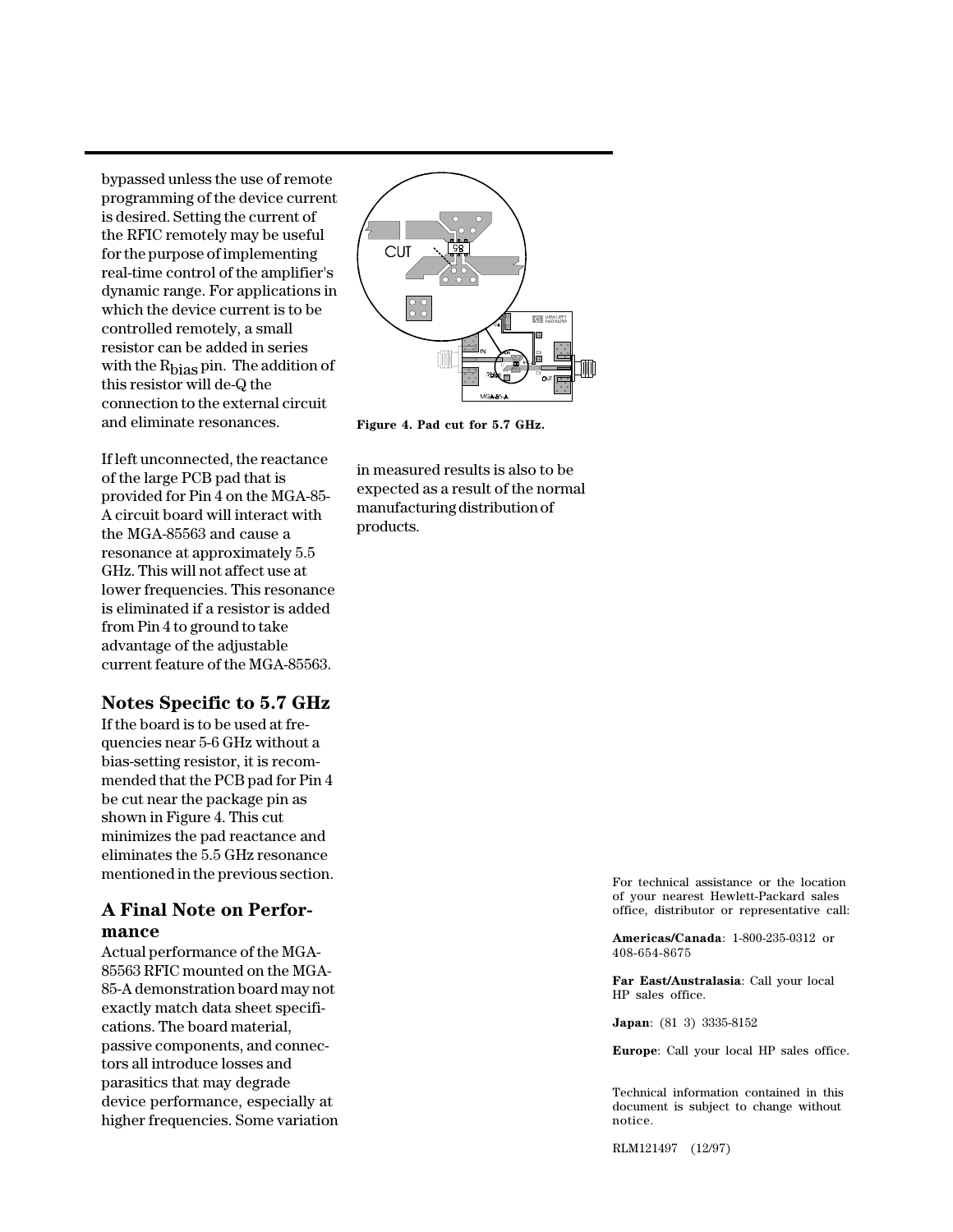bypassed unless the use of remote programming of the device current is desired. Setting the current of the RFIC remotely may be useful for the purpose of implementing real-time control of the amplifier's dynamic range. For applications in which the device current is to be controlled remotely, a small resistor can be added in series with the $R_{bias}$ pin. The addition of this resistor will de-Q the connection to the external circuit and eliminate resonances.

If left unconnected, the reactance of the large PCB pad that is provided for Pin 4 on the MGA-85-A circuit board will interact with the MGA-85563 and cause a resonance at approximately 5.5 GHz. This will not affect use at lower frequencies. This resonance is eliminated if a resistor is added from Pin 4 to ground to take advantage of the adjustable current feature of the MGA-85563.

## Notes Specific to 5.7 GHz

If the board is to be used at frequencies near 5-6 GHz without a bias-setting resistor, it is recommended that the PCB pad for Pin 4 be cut near the package pin as shown in Figure 4. This cut minimizes the pad reactance and eliminates the 5.5 GHz resonance mentioned in the previous section.

## A Final Note on Performance

Actual performance of the MGA-85563 RFIC mounted on the MGA-85-A demonstration board may not exactly match data sheet specifications. The board material, passive components, and connectors all introduce losses and parasitics that may degrade device performance, especially at higher frequencies. Some variation in measured results is also to be expected as a result of the normal manufacturing distribution of products.

CUT

**Figure 4. Pad cut for 5.7 GHz.**

For technical assistance or the location of your nearest Hewlett-Packard sales office, distributor or representative call:

**Americas/Canada**: 1-800-235-0312 or 408-654-8675

**Far East/Australasia**: Call your local HP sales office.

**Japan**: (81 3) 3335-8152

**Europe**: Call your local HP sales office.

Technical information contained in this document is subject to change without notice.

RLM121497 (12/97)